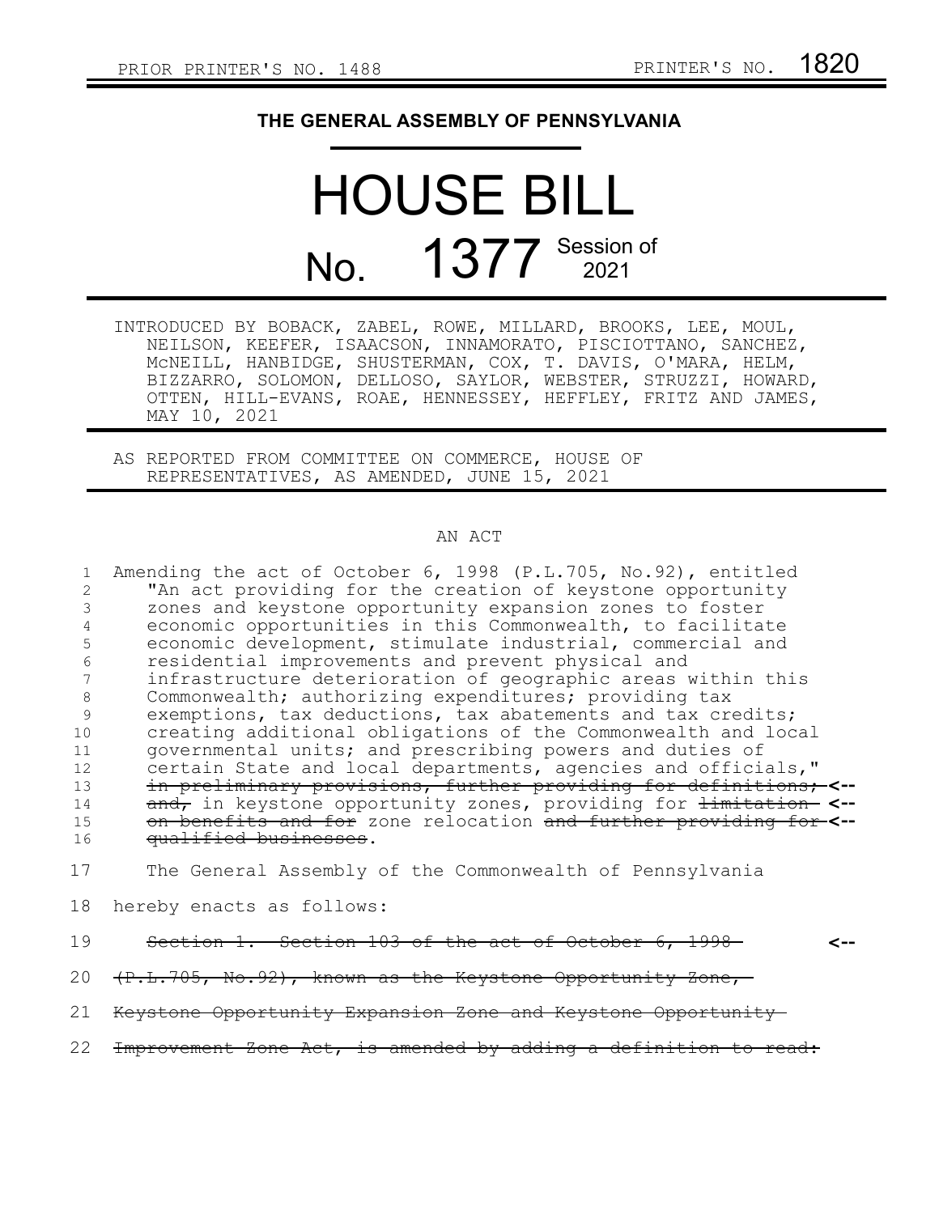PRIOR PRINTER'S NO. 1488 PRINTER'S NO. 1820

# THE GENERAL ASSEMBLY OF PENNSYLVANIA

# HOUSE BILL

## No. 1377 Session of 2021

INTRODUCED BY BOBACK, ZABEL, ROWE, MILLARD, BROOKS, LEE, MOUL, NEILSON, KEEFER, ISAACSON, INNAMORATO, PISCIOTTANO, SANCHEZ, McNEILL, HANBIDGE, SHUSTERMAN, COX, T. DAVIS, O'MARA, HELM, BIZZARRO, SOLOMON, DELLOSO, SAYLOR, WEBSTER, STRUZZI, HOWARD, OTTEN, HILL-EVANS, ROAE, HENNESSEY, HEFFLEY, FRITZ AND JAMES, MAY 10, 2021

AS REPORTED FROM COMMITTEE ON COMMERCE, HOUSE OF REPRESENTATIVES, AS AMENDED, JUNE 15, 2021

AN ACT

Amending the act of October 6, 1998 (P.L.705, No.92), entitled "An act providing for the creation of keystone opportunity zones and keystone opportunity expansion zones to foster economic opportunities in this Commonwealth, to facilitate economic development, stimulate industrial, commercial and residential improvements and prevent physical and infrastructure deterioration of geographic areas within this Commonwealth; authorizing expenditures; providing tax exemptions, tax deductions, tax abatements and tax credits; creating additional obligations of the Commonwealth and local governmental units; and prescribing powers and duties of certain State and local departments, agencies and officials," ~~in preliminary provisions, further providing for definitions; and,~~ in keystone opportunity zones, providing for ~~limitation on benefits and for~~ zone relocation ~~and further providing for qualified businesses~~.

The General Assembly of the Commonwealth of Pennsylvania hereby enacts as follows:

~~Section 1. Section 103 of the act of October 6, 1998 (P.L.705, No.92), known as the Keystone Opportunity Zone, Keystone Opportunity Expansion Zone and Keystone Opportunity Improvement Zone Act, is amended by adding a definition to read:~~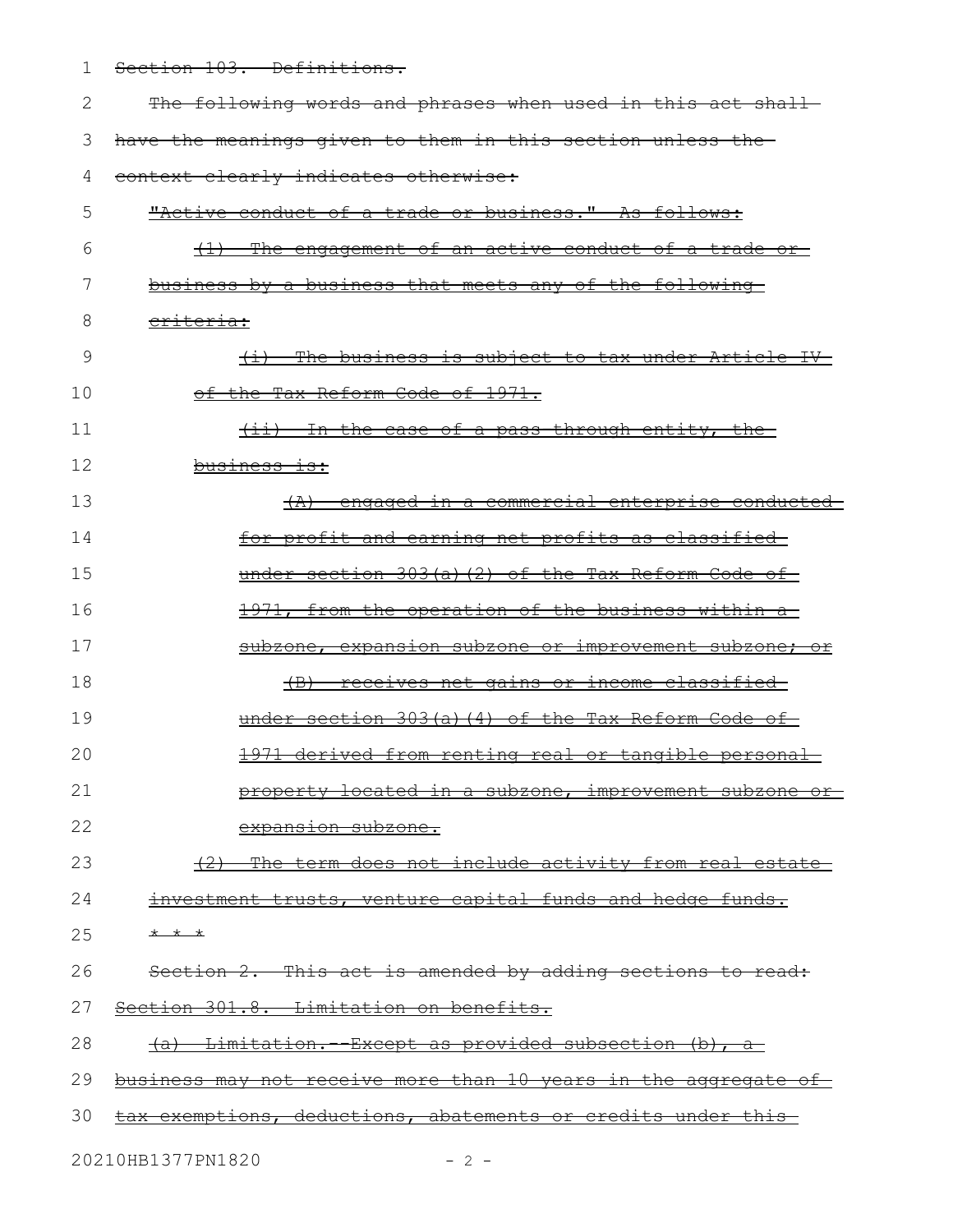Section 103. Definitions.

The following words and phrases when used in this act shall have the meanings given to them in this section unless the context clearly indicates otherwise:

"Active conduct of a trade or business." As follows:

(1) The engagement of an active conduct of a trade or business by a business that meets any of the following criteria:

(i) The business is subject to tax under Article IV of the Tax Reform Code of 1971.

(ii) In the case of a pass-through entity, the business is:

(A) engaged in a commercial enterprise conducted for profit and earning net profits as classified under section 303(a)(2) of the Tax Reform Code of 1971, from the operation of the business within a subzone, expansion subzone or improvement subzone; or

(B) receives net gains or income classified under section 303(a)(4) of the Tax Reform Code of 1971 derived from renting real or tangible personal property located in a subzone, improvement subzone or expansion subzone.

(2) The term does not include activity from real estate investment trusts, venture capital funds and hedge funds.

* * *

Section 2. This act is amended by adding sections to read:

Section 301.8. Limitation on benefits.

(a) Limitation.--Except as provided subsection (b), a business may not receive more than 10 years in the aggregate of tax exemptions, deductions, abatements or credits under this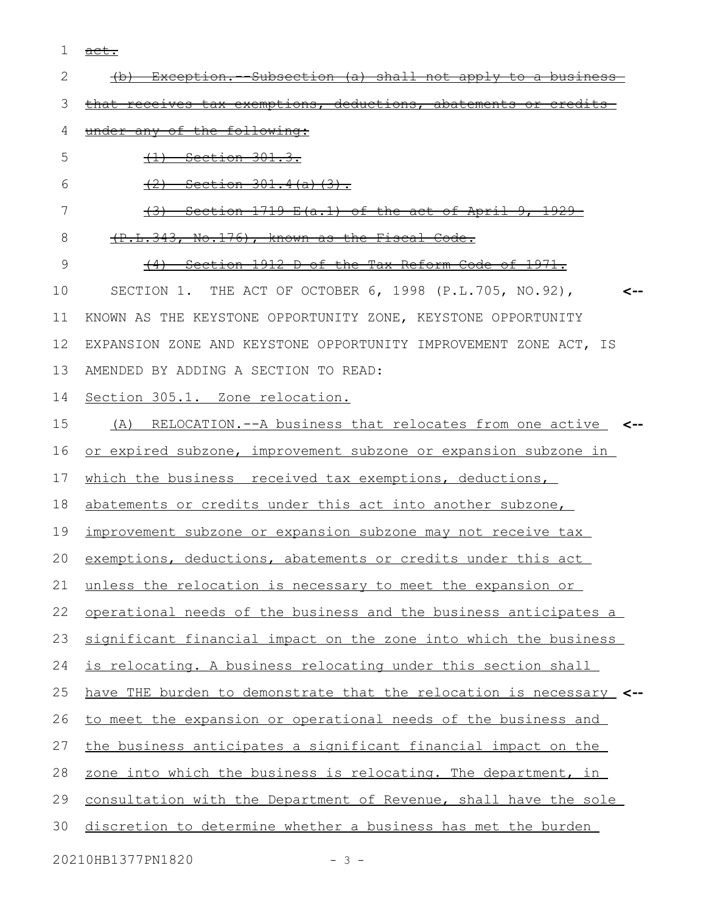~~act.~~

~~(b) Exception.--Subsection (a) shall not apply to a business that receives tax exemptions, deductions, abatements or credits under any of the following:~~

~~(1) Section 301.3.~~

~~(2) Section 301.4(a)(3).~~

~~(3) Section 1719-E(a.1) of the act of April 9, 1929 (P.L.343, No.176), known as the Fiscal Code.~~

~~(4) Section 1912-D of the Tax Reform Code of 1971.~~

SECTION 1. THE ACT OF OCTOBER 6, 1998 (P.L.705, NO.92), KNOWN AS THE KEYSTONE OPPORTUNITY ZONE, KEYSTONE OPPORTUNITY EXPANSION ZONE AND KEYSTONE OPPORTUNITY IMPROVEMENT ZONE ACT, IS AMENDED BY ADDING A SECTION TO READ:

Section 305.1. Zone relocation.

(A) RELOCATION.--A business that relocates from one active or expired subzone, improvement subzone or expansion subzone in which the business received tax exemptions, deductions, abatements or credits under this act into another subzone, improvement subzone or expansion subzone may not receive tax exemptions, deductions, abatements or credits under this act unless the relocation is necessary to meet the expansion or operational needs of the business and the business anticipates a significant financial impact on the zone into which the business is relocating. A business relocating under this section shall have THE burden to demonstrate that the relocation is necessary to meet the expansion or operational needs of the business and the business anticipates a significant financial impact on the zone into which the business is relocating. The department, in consultation with the Department of Revenue, shall have the sole discretion to determine whether a business has met the burden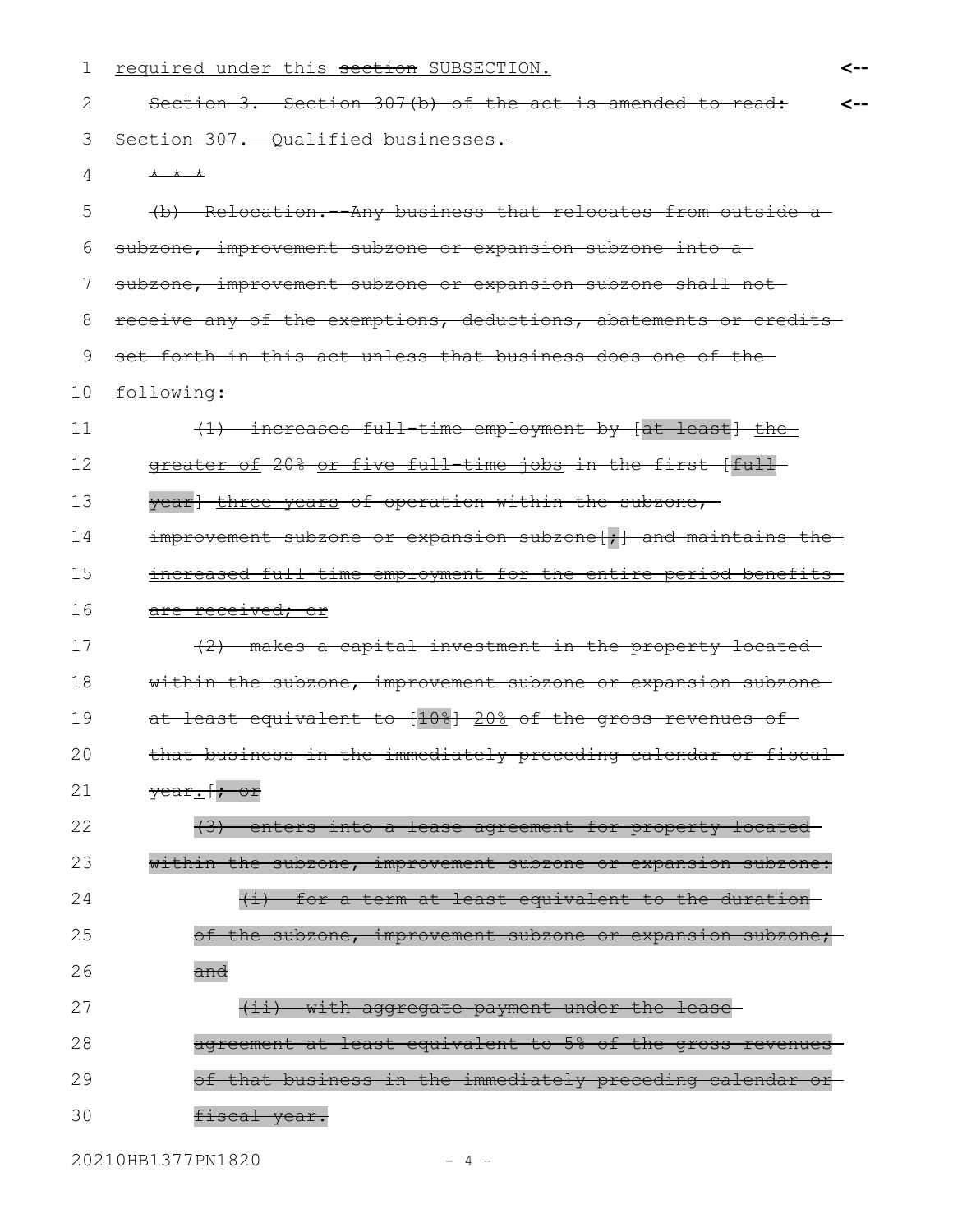required under this ~~section~~ SUBSECTION.

~~Section 3. Section 307(b) of the act is amended to read:~~

~~Section 307. Qualified businesses.~~

~~* * *~~

~~(b) Relocation.--Any business that relocates from outside a subzone, improvement subzone or expansion subzone into a subzone, improvement subzone or expansion subzone shall not receive any of the exemptions, deductions, abatements or credits set forth in this act unless that business does one of the following:~~

~~(1) increases full-time employment by [at least] the greater of 20% or five full-time jobs in the first [full year] three years of operation within the subzone, improvement subzone or expansion subzone[;] and maintains the increased full-time employment for the entire period benefits are received; or~~

~~(2) makes a capital investment in the property located within the subzone, improvement subzone or expansion subzone at least equivalent to [10%] 20% of the gross revenues of that business in the immediately preceding calendar or fiscal year.[; or~~

~~(3) enters into a lease agreement for property located within the subzone, improvement subzone or expansion subzone:~~

~~(i) for a term at least equivalent to the duration of the subzone, improvement subzone or expansion subzone; and~~

~~(ii) with aggregate payment under the lease agreement at least equivalent to 5% of the gross revenues of that business in the immediately preceding calendar or fiscal year.~~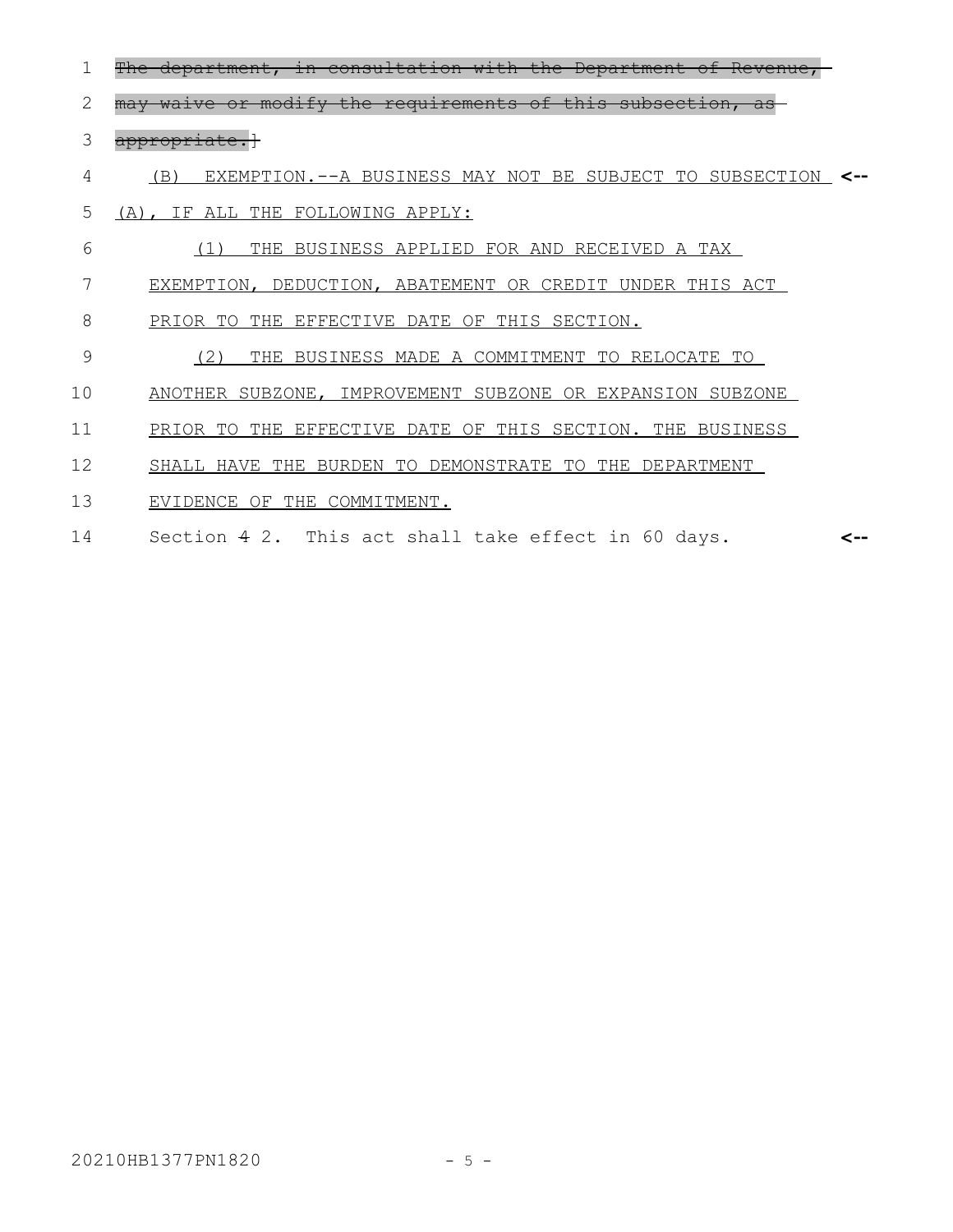~~The department, in consultation with the Department of Revenue, may waive or modify the requirements of this subsection, as appropriate.]~~

(B) EXEMPTION.--A BUSINESS MAY NOT BE SUBJECT TO SUBSECTION (A), IF ALL THE FOLLOWING APPLY:

(1) THE BUSINESS APPLIED FOR AND RECEIVED A TAX EXEMPTION, DEDUCTION, ABATEMENT OR CREDIT UNDER THIS ACT PRIOR TO THE EFFECTIVE DATE OF THIS SECTION.

(2) THE BUSINESS MADE A COMMITMENT TO RELOCATE TO ANOTHER SUBZONE, IMPROVEMENT SUBZONE OR EXPANSION SUBZONE PRIOR TO THE EFFECTIVE DATE OF THIS SECTION. THE BUSINESS SHALL HAVE THE BURDEN TO DEMONSTRATE TO THE DEPARTMENT EVIDENCE OF THE COMMITMENT.

Section ~~4~~ 2. This act shall take effect in 60 days.